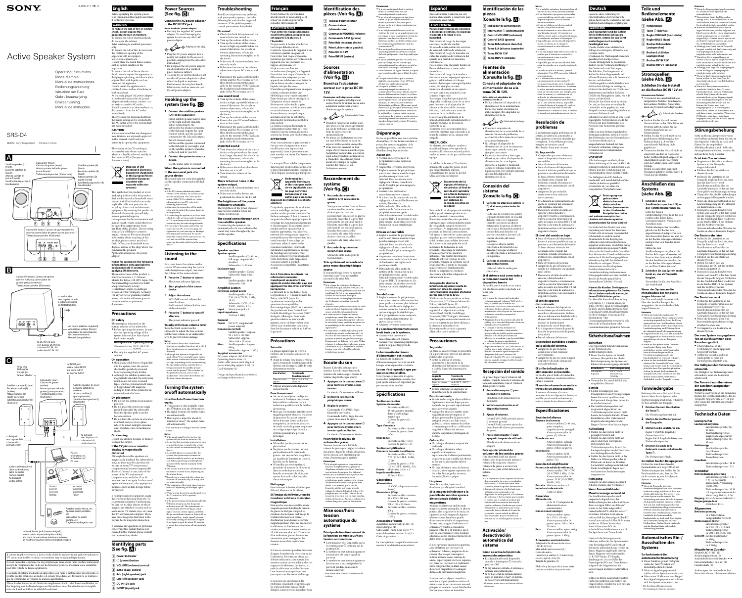4-260-411-11(1)

SONY

# Active Speaker System

Operating Instructions
Mode d'emploi
Manual de instrucciones
Bedienungsanleitung
Istruzioni per l'uso
Gebruiksaanwijzing
Bruksanvisning
Manual de instruções

SRS-D4

©2010 Sony Corporation Printed in China

**A**

Satellite speaker (L) (front)
Enceinte satellite (L) (avant)
Altavoz satélite (I) (parte frontal)
Satellitenlautsprecher (L) (Vorderseite)

Subwoofer (front)
Caisson de graves (avant)
Altavoz potenciador de graves (parte frontal)
Tiefbasslautsprecher (Vorderseite)

Satellite speaker (R) (front)
Enceinte satellite (R) (avant)
Altavoz satélite (D) (parte frontal)
Satellitenlautsprecher (R) (Vorderseite)

Subwoofer (rear) / Caisson de graves (arrière) / Altavoz potenciador de graves (parte posterior) / Tiefbasslautsprecher (Rückseite)

**B**

Subwoofer (rear) / Caisson de graves (arrière) / Altavoz potenciador de graves (parte posterior) / Tiefbasslautsprecher (Rückseite)

to wall outlet
vers la prise murale
a la toma de pared
an Netzsteckdose

AC power adaptor (supplied)
Adaptateur secteur (fourni)
Adaptador de alimentación de ca (suministrado)
Netzteil (mitgeliefert)

to DC IN 12V jack
vers la prise DC IN 12V
a la toma DC IN 12V
an Buchse DC IN 12V

**C**

Plug
Fiche
Clavija
Stecker

Satellite speaker (R) (rear)
Enceinte satellite (R) (arrière)
Altavoz satélite (D) (parte posterior)
Satellitenlautsprecher (R) (Rückseite)

Subwoofer (rear)
Caisson de graves (arrière)
Altavoz potenciador de graves (parte posterior)
Tiefbasslautsprecher (Rückseite)

to INPUT jack
vers la prise INPUT
a la toma INPUT
an Buchse INPUT

Satellite speaker (L) (rear)
Enceinte satellite (L) (arrière)
Altavoz satélite (I) (parte posterior)
Satellitenlautsprecher (L) (Rückseite)

to Rch jack
vers la prise Rch
a la toma Rch
an Buchse Rch

to Lch jack
vers la prise Lch
a la toma Lch
an Buchse Lch

PC, etc.
Ordinateur, etc.
Ordenador, etc.
PC usw.

audio cable (supplied)
câble audio (fourni)
cable de audio (suministrado)
Audiokabel (mitgeliefert)

Correct
Correct
Correcto
Richtig

Incorrect
Incorrect
Incorrecto
Falsch

Portable audio device, etc.
Appareil audio portable, etc.
Dispositivo de audio portátil, etc.
Tragbares Audiogerät usw.

to headphones jack (stereo mini jack)
vers la prise casque (mini-prise stéréo)
a la toma de auriculares (minitoma estéreo)
an Kopfhörerbuchse (Stereo-Ministecker)

If connecting the system to a device with a built-in radio or tuner, radio broadcasts or TV sound may not be received, or sensitivity may be reduced significantly.

Si vous raccordez le système via un périphérique muni d'une radio ou d'un syntoniseur intégré, la réception radio ou le son du téléviseur peut être interrompu ou la sensibilité peut être réduite de manière significative.

Si conecta el sistema mediante un dispositivo con radio o sintonizador incorporado, es posible que las emisiones de radio o el sonido procedente del televisor no se reciban o que la sensibilidad se reduzca de manera significativa.

Wenn Sie das System an ein Gerät mit eingebautem Radio oder Tuner anschließen, ist der Empfang von Radiosendungen und Fernsehton unter Umständen nicht möglich oder die Empfindlichkeit ist erheblich reduziert.

## English

Before operating the system, please read this manual thoroughly and retain it for future reference.

### WARNING

**To reduce the risk of fire or electric shock, do not expose this apparatus to rain or moisture.**

To reduce the risk of electrical shock, do not open the cabinet. Refer servicing to qualified personnel only.

To reduce the risk of fire, do not cover the ventilation opening of the apparatus with newspapers, tablecloths, curtains, etc.

Do not place the naked flame sources such as lighted candles on the apparatus.

To reduce the risk of fire or electric shock, do not expose this apparatus to dripping or splashing, and do not place objects filled with liquids, such as vases, on the apparatus.

Do not install the appliance in a confined space, such as a bookcase or built-in cabinet.

As the main plug of AC power adaptor is used to disconnect the AC power adaptor from the mains, connect it to an easily accessible AC outlet. Should you notice an abnormality in it, disconnect it from the AC outlet immediately.

The system is not disconnected from the mains as long as it is connected to the AC outlet, even if the system itself has been turned off.

**CAUTION**

You are cautioned that any changes or modifications not expressly approved in this manual could void your authority to operate this equipment.

The validity of the CE marking is restricted to only those countries where it is legally enforced, mainly in the countries EEA (European Economic Area).

**Disposal of Old Electrical & Electronic Equipment (Applicable in the European Union and other European countries with separate collection systems)**

This symbol on the product or on its packaging indicates that this product shall not be treated as household waste. Instead it shall be handed over to the applicable collection point for the recycling of electrical and electronic equipment. By ensuring this product is disposed of correctly, you will help prevent potential negative consequences for the environment and human health, which could otherwise be caused by inappropriate waste handling of this product. The recycling of materials will help to conserve natural resources. For more detailed information about recycling of this product, please contact your local Civic Office, your household waste disposal service or the shop where you purchased the product.

Applicable accessories: AC power adaptor

**Notice for customers: the following information is only applicable to equipment sold in countries applying EU directives.**

The manufacturer of this product is Sony Corporation, 1-7-1 Konan Minato-ku Tokyo, 108-0075 Japan. The Authorized Representative for EMC and product safety is Sony Deutschland GmbH, Hedelfinger Strasse 61, 70327 Stuttgart, Germany. For any service or guarantee matters please refer to the addresses given in separate service or guarantee documents.

## Precautions

**On safety**

The nameplate is located on the bottom exterior of the subwoofer.

- Before operating the system, be sure that the operating voltage of the system is identical to that of your local power supply.

| Where purchased | Operating voltage |
|---|---|
| All countries/regions | 100 V – 240 V AC, 50/60 Hz |

- Use only the supplied AC power adaptor.

**On operation**

- Should any solid object or liquid fall into the system, have the system checked by qualified personnel before operating it any further.
- Although the satellite speakers are magnetically shielded, the subwoofer is not, so do not leave recorded tapes, watches, personal credit cards, or floppy disks with magnetic coding in front of the system for an extended period of time.

**On placement**

- Do not set the system in an inclined position.
- Do not place the system on rough ground, especially the subwoofer since the speaker grille is on the bottom exterior.
- Do not leave the system in a location near heat sources, or in a place subject to direct sunlight, excessive dust, moisture, rain or mechanical shock.

**On cleaning**

Do not use alcohol, benzine or thinner to clean the cabinet.

**If the TV picture or monitor display is magnetically distorted**

Although the satellite speakers are magnetically shielded, the subwoofer is not, and there may be cases that the picture on some TV sets/personal computers may become magnetically distorted. In such a case, turn off the power of the TV set/personal computer once, and after 15 to 30 minutes turn it on again. In the case of a personal computer, take appropriate measures such as data storage before turning off.

If no improvement is apparent, locate the system farther away from the TV set/personal computer. Furthermore, be sure not to place objects which magnets are attached or used, such as audio racks, TV stands, toys, etc., near the TV set/personal computer. These may cause magnetic distortion to the picture due to magnetic interaction.

If you have any questions or problems concerning this system that are not covered in this manual, please consult your nearest Sony dealer.

## Identifying parts (See fig. A)

1. Power indicator
2. ⏻ (power) button
3. VOLUME (volume) control
4. BASS (bass) control
5. Rch (right speaker) jack
6. Lch (left speaker) jack
7. DC IN 12V jack
8. INPUT (input) jack

## Power Sources (See fig. B)

**Connect the AC power adaptor to the DC IN 12V jack.**

**Notes on the AC power adaptor**

- Use only the supplied AC power adaptor. To avoid damaging the system do not use any other AC power adaptor.

Polarity of the plug

- Plug the AC power adaptor into a nearby AC outlet. In the case of a problem, unplug from the AC outlet immediately.
- Do not place the AC power adaptor in an unventilated or a confined place, such as a cabinet.
- To avoid fire or electric shock, do not use the AC power adaptor in a place subject to liquid or moisture. Furthermore, do not place liquid-filled vessels, such as vases, etc., on the AC power adaptor.

## Hooking up the system (See fig. C)

**1 Connect the satellite speakers (L/R) to the subwoofer.**

Either satellite speaker can be used for the right and left channels. When connecting to the subwoofer, the speaker connected to the Rch jack outputs the right channel sound, and the speaker connected to the Lch jack outputs the left channel sound.

Set the satellite speaker connected to the Rch jack to your right, and the satellite speaker connected to the Lch jack to your left.

**2 Connect the system to a source device.**

Use the audio cable to connect.

**When the system is connected to the monaural jack of a source device**

The sound may not come through the satellite speaker connected to the Rch jack.

**Notes**

- If the PC volume adjustment feature's volume "MIX" volume, etc.) is (by sound may be insufficient. If so, turn up the sound of the PC. For details on volume adjustment on your PC, refer to its operating instructions.
- Make sure the connections of the audio cable and the jack of the source device is made properly.
- If connecting the system to a device with a built-in radio or tuner, radio broadcasts or TV sound may not be received, or sensitivity may be reduced significantly.
- If you remove the audio cable while the source device (PC, etc.) is working, the equipment or your ears may be damaged by unexpected loud sounds. Be sure to lower the volume of the source device (PC, etc.) first and then remove the audio cable from the source device.

## Listening to the sound

First, turn down the volume on the system. When connecting the system to the headphones output, turn down the volume of the source device.

**1 Press the ⏻ button to turn on.**

The power indicator lights up.

**2 Start playback of the source device.**

**3 Adjust the volume.**

VOLUME control: Adjusts the overall volume.

BASS control: Adjusts the low tone of the subwoofer.

**4 Press the ⏻ button to turn off after use.**

The power indicator goes off.

**To adjust the bass volume level**

Turn the BASS control on the subwoofer to adjust the bass volume. Set the bass volume to an undistorted level to prevent system damage.

**Notes**

- If the device has a bass boost function or equalizer function, set to off. If these functions are on, sound may be distorted.
- Although this system is designed to be used with a PC or a portable audio device, if the system volume and the bass volume are high, depending on the volume setting, the operating system, and the devices being connected, the satellite speakers may produce a slight noise. Adjust the bass volume and reset the volume at your devices. Turn down the volume and the bass volume during use.

## Turning the system on/off automatically

**How the Auto Power function works**

- This feature is only available when the ⏻ button is in the ON position.
- If a signal is input, the system turns on automatically.
- If no signal is input for about 25 minutes or more*, the system turns off automatically.

*The time may vary according to how the system is used.

**Notes**

- If the input signal level is too low, the system may not turn on automatically.
- If a device that generates noise, such as a mobile phone, is near the system, the system may turn on automatically.
- If a mobile phone is connected to the system, the system may be turned on automatically or noise is not produced.
- If a mobile phone is connected to the system, the system may not turn on or off. When connecting a mobile phone, turn on/off the system manually by the ⏻ button.
- The system may not turn off automatically because of received noise, depending on the source device.
- If no device is connected, the system may not turn off automatically, or it may turn on automatically.
- The beginning of the input signal may not be heard, depending on the input signal level.
- When leaving the system unattended, press the ⏻ button to OFF to prevent malfunction.
- If the power is turned off automatically, the ⏻ button remains ON, but the power indicator turns off. The system turns on automatically after receiving an input signal (i.e., a music signal), and then the power indicator turns on. Even with no input signal (e.g., some signals), you can turn on by turning off and then on again. If no input signal for about 25 minutes or more, the system turns off automatically.

## Troubleshooting

Should you experience any problems with your speaker system, check the following list and take the suggested measures. If the problem persists, consult your nearest Sony dealer.

**No sound**

- Check that both this system and the source device are turned on.
- Turn up the volume of the system.
- Turn up the volume of the source device as high as possible before the onset of distortion. For details on volume adjustment, refer to the operating instructions supplied with the device.
- Make sure all connections have been correctly made.
- If the main function of the volume adjustment of your PC is set, cancel it.
- Disconnect the audio cable from the source and the PC or source devices, then, firmly reconnect the audio cable to the system's INPUT jack and the headphones jack (stereo mini jack) of the PC or source device.

**Low sound level**

- Turn up the volume of the source device as high as possible before the onset of distortion. For details on volume adjustment, refer to the operating instructions supplied with the device.
- Turn up the volume of the system.
- Ensure that your PC sound balance is set to the center.
- Disconnect the audio cable from the source and the PC or source device, then, firmly reconnect the audio cable to the system's INPUT jack and the headphones jack (stereo mini jack) of the PC or source device.

**Distorted sound**

- Turn down the volume of the source device to the point where the sound is no longer distorted. For details on volume adjustment, refer to the operating instructions supplied with the device.
- If the device has a bass boost function, set it to off.
- Turn down the volume of the system.

**There is hum or noise in the system output.**

- Make sure all connections have been correctly made.
- Make sure no audio devices are positioned too close to the TV set.

**The brightness of the power indicator is unstable.**

The brightness of the power indicator may become unstable when the volume is turned up.

**The sounds comes through only one satellite speaker.**

Connecting the system to the monaural jack of a source device, the sound may come through only one satellite speaker.

## Specifications

**Speaker section**

**Speaker system**

Satellite speaker (2): 46 mm, full range, magnetically shielded

Subwoofer (1): 65 mm

**Enclosure type**

Satellite speaker: Closed
Subwoofer: Bass reflex

**Impedance**

Satellite speaker: 18 Ω
Subwoofer: 5 Ω

**Amplifier section**

**Reference output power**

Satellite speaker: 7 W + 7 W (10 % T.H.D., 1 kHz, 18 Ω)
Subwoofer: 13 W (10 % T.H.D., 100 Hz, 5 Ω)

**Input** Stereo mini jack × 1

**Input impedance** 5 kΩ (at 1 kHz)

**General**

**Power** DC 12 V (supplied AC power adaptor)

**Dimensions (w/h/d)**

Satellite speaker: Approx. 94 × 176 × 119 mm
Subwoofer: Approx. 280 × 196 × 213 mm

**Mass** Satellite speaker: Approx. 480 g
Subwoofer: Approx. 1,980 g

**Supplied accessories**

AC power adaptor (AC-E1215) (1)
Operating Instructions (1)
Audio cable (stereo mini plug ↔ stereo mini plug, approx. 2 m) (1)
Card Warranty (1)

Design and specifications are subject to change without notice.

## Français

Avant d'utiliser le système, lisez attentivement ce mode d'emploi et conservez-le afin de pouvoir le consulter ultérieurement.

### AVERTISSEMENT

**Pour réduire les risques d'incendie ou d'électrocution, n'exposez pas cet appareil à la pluie ou à l'humidité.**

Ne pas ouvrir le boîtier afin d'éviter tout risque d'électrocution. Confiez la réparation de l'appareil à un technicien qualifié uniquement. Pour éviter tout risque d'incendie, n'obstruez pas l'orifice de ventilation de l'appareil avec des journaux, des nappes, des rideaux, etc.

Ne placez aucune flamme incandescente (bougies) sur l'appareil. Pour éviter tout risque d'incendie ou d'électrocution, n'exposez pas cet appareil aux éclaboussures et évitez de placer dessus des objets remplis de liquide, tels que des vases.

N'installez pas l'appareil dans un espace confiné, notamment dans une bibliothèque ou un meuble encastré. Étant donné que la fiche principale de l'adaptateur secteur permet de déconnecter ce dernier de la prise secteur, connectez cette fiche à une prise secteur facilement accessible. Si vous observez une quelconque anomalie au niveau de cette fiche, déconnectez-la immédiatement de la prise secteur.

Le système n'est pas déconnecté de l'alimentation secteur tant qu'il reste branché à la prise secteur, même si le système lui-même a été mis hors tension.

**ATTENTION**

Nous vous mettons en garde contre le fait que tout changement ou toute modification non expressément approuvé(e) dans ce mode d'emploi peut annuler vos droits d'utilisation de cet appareil.

La marque CE est valable uniquement dans les pays où elle a force de loi, c'est-à-dire principalement dans les pays de l'EEE (Espace Économique Européen).

**Traitement des appareils électriques et électroniques en fin de vie (Applicable dans les pays de l'Union Européenne et aux autres pays européens disposant de systèmes de collecte sélective)**

Ce symbole, apposé sur le produit ou sur son emballage, indique que ce produit ne doit pas être traité avec les déchets ménagers. Il doit être remis à un point de collecte approprié pour le recyclage des équipements électriques et électroniques. En s'assurant que ce produit est bien mis au rebut de manière appropriée, vous aiderez à prévenir les conséquences négatives potentielles pour l'environnement et la santé humaine. Le recyclage des matériaux aidera à préserver les ressources naturelles. Pour toute information supplémentaire au sujet du recyclage de ce produit, vous pouvez contacter votre municipalité, votre déchetterie ou le magasin où vous avez acheté le produit.

Accessoires compatibles : adaptateur secteur

**Avis à l'intention des clients : les informations suivantes s'appliquent uniquement aux appareils vendus dans des pays qui appliquent les directives de l'Union Européenne.**

Le fabricant de ce produit est Sony Corporation, 1-7-1 Konan Minato-ku Tokyo, 108-0075 Japon. Le représentant autorisé pour les questions de compatibilité électromagnétique (EMC) et la sécurité des produits est Sony Deutschland GmbH, Hedelfinger Strasse 61, 70327 Stuttgart, Allemagne. Pour toute question relative au SAV ou la garantie, merci de bien vouloir vous référer aux coordonnées contenues dans les documents relatifs au SAV ou la garantie.

## Précautions

**Sécurité**

La plaque signalétique se trouve à l'arrière, sur le dessous du caisson de graves.

- Avant de le faire fonctionner, vérifiez que la tension de fonctionnement du système est identique à celle de votre alimentation secteur.

| Lieu d'achat | Tension de fonctionnement |
|---|---|
| Tous pays et régions | 100 V – 240 V CA, 50/60 Hz |

- Utilisez uniquement l'adaptateur secteur fourni.

**Fonctionnement**

- Au cas où un objet ou un liquide tomberait à l'intérieur du système, faites vérifier ce dernier par un technicien qualifié avant de l'utiliser de nouveau.
- Bien que les enceintes satellite soient magnétiquement blindées, le caisson de graves ne l'est pas et vous ne devez donc pas laisser de bandes enregistrées, de montres, de cartes de crédit ou de disquettes employant un codage magnétique devant le système pendant une période prolongée.

**Installation**

- N'installez pas le système sur un plan incliné.
- Ne placez pas le système sur une surface rugueuse, en particulier le caisson de graves, dont la grille de l'enceinte se trouve à l'arrière sur le dessous.
- N'installez pas votre système à proximité de sources de chaleur ni dans un endroit poussiéreux, humide ou soumis à la pluie, aux rayons directs du soleil ou à des chocs mécaniques.

**Nettoyage**

Pour nettoyer le boîtier, n'utilisez pas d'alcool, d'essence ou de diluant.

**Si l'image du téléviseur ou du moniteur subit une distorsion magnétique**

Bien que les enceintes satellite soient magnétiquement blindées, le caisson de graves ne l'est pas et il peut se produire des instances où l'image de certains téléviseurs ou écrans d'ordinateur peut devenir déformée magnétiquement. Dans ce cas, mettez le téléviseur ou l'ordinateur hors tension, et remettez-le sous tension au bout de 15 à 30 minutes plus tard. Dans le cas d'un ordinateur, prenez les mesures nécessaires pour sauvegarder les données avant de le mettre hors tension.

Si vous ne constatez pas d'amélioration, éloignez le système du téléviseur ou de l'ordinateur. En outre, ne placez pas d'objets utilisant ou comportant des aimants comme des meubles audio, des supports pour téléviseur, des jouets, etc. près du téléviseur ou de l'ordinateur. Leur interaction magnétique peut provoquer une distorsion de l'image.

Si vous avez des questions ou des problèmes concernant cet appareil, qui ne sont pas abordés dans ce mode d'emploi, contactez votre revendeur Sony le plus proche.

## Identification des pièces (Voir fig. A)

1. Témoin d'alimentation
2. Commutateur ⏻ (alimentation)
3. Commande VOLUME (volume)
4. Commande BASS (graves)
5. Prise Rch (enceinte droite)
6. Prise Lch (enceinte gauche)
7. Prise DC IN 12V
8. Prise INPUT (entrée)

## Sources d'alimentation (Voir fig. B)

**Branchez l'adaptateur secteur sur la prise DC IN 12V.**

**Remarques concernant l'adaptateur secteur**

- Utilisez uniquement l'adaptateur secteur fourni. N'utilisez aucun autre adaptateur secteur afin d'éviter d'endommager le système.

Polarité de la fiche

- Branchez l'adaptateur secteur dans une prise secteur située à proximité. En cas de problème, débranchez la fiche de la prise secteur immédiatement.
- Ne placez pas l'adaptateur secteur sur une bibliothèque ou dans un espace confiné comme un meuble.
- Pour éviter un incendie ou tout risque d'électrocution, n'utilisez pas l'adaptateur secteur dans un endroit sujet à des projections de liquide ou à l'humidité. En outre, ne placez aucun objet rempli de liquide comme des vases, etc. sur l'adaptateur secteur.

## Raccordement du système (Voir fig. C)

**1 Raccordez les enceintes satellite (L/R) au caisson de graves.**

Vous pouvez utiliser l'une ou l'autre enceinte satellite pour les canaux droit et gauche. Lors du raccordement du caisson de graves, l'enceinte raccordée à la prise Rch reproduit le son du canal droit et l'enceinte raccordée à la prise Lch reproduit le son du canal gauche.

Installez l'enceinte satellite raccordée à la prise Rch à votre droite et l'enceinte satellite raccordée à la prise Lch à votre gauche.

**2 Raccordez le système à un périphérique source.**

Utilisez le câble audio pour le raccordement.

**Si le système est raccordé à la prise mono du périphérique source**

Il est possible que le son ne soit pas reproduit dans l'enceinte satellite raccordée à la prise Rch.

**Remarques**

- Si le réglage de volume de l'ordinateur (volume principal, volume WAV, etc.) est bas, il est possible que le son soit insuffisant. Si c'est le cas, augmentez le volume de l'ordinateur. Pour plus d'informations sur le réglage du volume sur l'ordinateur, consultez son mode d'emploi.
- Assurez-vous que le raccordement du câble audio et celui de la prise du périphérique source sont effectués correctement.
- Si vous raccordez le système via un périphérique muni d'une radio ou d'un syntoniseur intégré, la réception radio ou le son du téléviseur peut être interrompu ou la sensibilité peut être réduite de manière significative.
- Si vous retirez le câble audio alors que le périphérique source (ordinateur, etc.) est en cours de fonctionnement, un volume sonore soudain élevé pourrait endommager l'équipement ou vos oreilles. Veillez à baisser le volume du périphérique source (ordinateur, etc.) en premier, puis retirez le câble audio du périphérique source.

## Ecoute du son

Baissez d'abord le volume sur le système. Lors du raccordement du système à la sortie casque, baissez le volume du périphérique source.

**1 Appuyez sur le commutateur ⏻ pour mettre le système sous tension.**

Le témoin d'alimentation s'allume.

**2 Démarrez la lecture du périphérique source.**

**3 Réglez le volume.**

Commande VOLUME : Règle l'ensemble du volume.

Commande BASS : Règle les sons graves du caisson de graves.

**4 Appuyez sur le commutateur ⏻ pour mettre le système hors tension après utilisation.**

Le témoin d'alimentation s'éteint.

**Pour régler le niveau de volume des graves**

Tournez la commande BASS du caisson de graves pour régler le volume des graves. Réglez le volume des graves sur un niveau sans distorsion pour éviter d'endommager le système.

**Remarques**

- Si le périphérique source comporte une fonction d'amplification de graves ou d'égaliseur, désactivez-la. Si ces fonctions sont activées, le son peut être déformé.
- Bien que ce système soit conçu pour être utilisé avec un ordinateur ou un périphérique audio portable, si le volume du système et le volume des graves sont élevés, il est possible que le son de l'enceinte satellite soit un léger bruit, selon le réglage du volume, le logiciel utilisé et les périphériques raccordés. Celui-ci ne constitue pas un dysfonctionnement. Baissez le volume et le volume des graves pendant l'utilisation.

## Mise sous/hors tension automatique du système

**Principe de fonctionnement de la fonction de mise sous/hors tension automatique**

- Cette fonction n'est disponible que si le commutateur ⏻ se trouve sur la position ON.
- Le système se met automatiquement sous tension dès qu'un signal lui parvient.
- Le système se met automatiquement hors tension si aucun signal ne lui parvient pendant au moins 25 minutes environ*.

*Cette durée peut varier selon la façon dont le système est utilisé.

**Remarques**

- Si le niveau du signal d'entrée est trop faible, le système ne se met pas automatiquement sous tension.
- Si un périphérique générant des parasites, tel qu'un téléphone mobile, se trouve à proximité, il se peut que ce dernier mette le système sous tension par inadvertance.
- Si un téléphone mobile est raccordé au système, la fonction ne sont pas correctement activé, il se peut que le système ne se mette pas hors tension. Lors du raccordement d'un téléphone mobile, mettez le système sous/hors tension manuellement à l'aide du commutateur ⏻.
- Il se peut que le système ne se mette pas automatiquement hors tension en raison du bruit reçu, selon le périphérique source.
- Si aucun périphérique n'est raccordé, il se peut que le système ne se mette pas automatiquement hors tension ou qu'il se mette sous tension automatiquement.
- Selon le niveau du signal d'entrée, il se peut que vous n'entendiez pas le début du signal.
- Lorsque vous n'utilisez pas le système, réglez le commutateur ⏻ sur OFF afin d'éviter tout dysfonctionnement.
- Lorsque le système est mis automatiquement hors tension, le commutateur ⏻ demeure allumé, mais le témoin d'alimentation s'éteint. Le système se met automatiquement sous tension dès qu'un signal d'entrée (un signal musical, par exemple) lui parvient et le témoin d'alimentation s'allume. Même sans signal d'entrée (tel qu'un signal de musique), vous pouvez mettre le système sous tension en le mettant hors tension, puis à nouveau sous tension. Le système se met à nouveau automatiquement hors tension si aucun signal ne lui parvient pendant 25 minutes ou plus environ.

## Dépannage

En cas de problème avec votre système d'enceintes, vérifiez la liste suivante et prenez les mesures suggérées. Si le problème persiste, consultez votre revendeur Sony le plus proche.

**Aucun son**

- Vérifiez que ce système et le périphérique source sont sous tension.
- Augmentez le volume du système.
- Réglez le volume du périphérique source à un niveau aussi élevé que possible sans que le son soit déformé. Pour plus de détails sur le réglage du volume, consultez le mode d'emploi fourni avec le périphérique.
- Assurez-vous que les raccordements ont été effectués correctement.
- Si la fonction de coupure du son du réglage du volume de l'ordinateur est activée, désactivez-la.
- Débranchez le câble audio du système et de l'ordinateur ou du périphérique source, puis rebranchez fermement le câble audio à la prise INPUT du système et à la prise casque (mini-prise stéréo) de l'ordinateur ou du périphérique source.

**Niveau sonore faible**

- Réglez le volume du périphérique source à un niveau aussi élevé que possible sans que le son soit déformé. Pour des détails sur le réglage du volume, consultez le mode d'emploi qui accompagne le périphérique.
- Augmentez le volume du système.
- Assurez-vous que la balance du son de l'ordinateur est réglée au centre.
- Débranchez le câble audio du système et de l'ordinateur ou du périphérique source, puis rebranchez fermement le câble audio à la prise INPUT du système et à la prise casque (mini-prise stéréo) de l'ordinateur ou du périphérique source.

**Son déformé**

- Réglez le volume du périphérique source à un niveau aussi bas que possible pour que le son ne soit plus déformé. Pour des détails sur le réglage du volume, consultez le mode d'emploi qui accompagne le périphérique.
- Si le périphérique source comporte une fonction d'amplification de graves, désactivez-la.
- Baissez le volume du système.

**Il y a un bourdonnement ou un bruit dans la sortie du système.**

- Assurez-vous que les raccordements ont été effectués correctement.
- Assurez-vous qu'aucun périphérique audio n'est placé trop près du téléviseur.

**La luminosité du témoin d'alimentation est instable.**

La luminosité du témoin d'alimentation peut devenir instable lorsque le volume est augmenté.

**Le son n'est reproduit que par une seule enceinte satellite.**

Si le système est raccordé à la prise mono d'un périphérique source, il se peut que le son ne soit reproduit que par une enceinte satellite.

## Spécifications

**Section enceintes**

**Système d'enceintes**

Enceinte satellite (2) : 46 mm, gamme étendue, blindage magnétique
Caisson de graves (1) : 65 mm

**Type d'enceinte**

Enceinte satellite : fermée
Caisson de graves : bass reflex

**Impédance**

Enceinte satellite : 18 Ω
Caisson de graves : 5 Ω

**Section amplificateur**

**Puissance de sortie de référence**

Enceinte satellite : 7 W + 7 W (10 % D.H.T., 1 kHz, 18 Ω)
Caisson de graves : 13 W (10 % D.H.T., 100 Hz, 5 Ω)

**Entrée** Mini-prise stéréo × 1

**Impédance d'entrée** 5 kΩ (à 1 kHz)

**Généralités**

**Alimentation** 12 V CC (adaptateur secteur fourni)

**Dimension (l/h/p)**

Enceinte satellite : environ 94 × 176 × 119 mm
Caisson de graves : environ 280 × 196 × 213 mm

**Poids** Enceinte satellite : environ 480 g
Caisson de graves : environ 1 980 g

**Accessoires fournis**

Adaptateur secteur (AC-E1215) (1)
Mode d'emploi (1)
Câble audio (mini-fiche stéréo ↔ mini-fiche stéréo, environ 2 m) (1)
Carte de garantie (1)

La conception et les spécifications sont sujettes à modification sans préavis.

## Español

Antes de utilizar el sistema, lea este manual atentamente y consérvelo para consultarlo en el futuro.

### ADVERTENCIA

**Para reducir el riesgo de incendios o descargas eléctricas, no exponga el aparato a la lluvia ni a la humedad.**

Para reducir el riesgo de descargas eléctricas, no abra la unidad. En caso de avería, solicite los servicios de personal cualificado solamente.

Para reducir el riesgo de incendios, no cubra las aberturas de ventilación del aparato con periódicos, manteles, cortinas, etc.

No coloque sobre el aparato fuentes de llamas al descubierto, como velas encendidas.

Para reducir el riesgo de incendios o electrocución, no exponga el aparato a goteos o salpicaduras ni coloque objetos que contengan líquidos, como jarrones, sobre el aparato.

No instale el aparato en un espacio cerrado, como una estantería o un armario empotrado.

Puesto que el enchufe principal del adaptador de alimentación de ca se utiliza para desconectar el adaptador de alimentación de ca de la corriente eléctrica, conéctelo a una toma de corriente de ca de fácil acceso. Si detecta alguna anomalía en la unidad, desconecte inmediatamente el enchufe principal de la toma de corriente de ca.

El sistema no se desconectará de la corriente mientras siga conectado a la toma de corriente de ca, aunque esté apagado.

**PRECAUCIÓN**

Se advierte que cualquier cambio o modificación que no se apruebe de modo explícito en este manual podría anular su autorización para utilizar este equipo.

La validez de la marca CE se limita únicamente a aquellos países en los que la legislación lo impone, especialmente los países de la EEA (Área económica europea).

**Tratamiento de los equipos eléctricos y electrónicos al final de su vida útil (aplicable en la Unión Europea y en países europeos con sistemas de recogida selectiva de residuos)**

Este símbolo en el equipo o el embalaje indica que el presente producto no puede ser tratado como residuos domésticos normales, sino que debe entregarse en el correspondiente punto de recogida de equipos eléctricos y electrónicos. Al asegurarse de que este producto se desecha correctamente, Ud. ayuda a prevenir las consecuencias negativas para el medio ambiente y la salud humana que podrían derivarse de la incorrecta manipulación en el momento de deshacerse de este producto. El reciclaje de materiales ayuda a conservar los recursos naturales. Para recibir información detallada sobre el reciclaje de este producto, póngase en contacto con el ayuntamiento, el punto de recogida más cercano o el establecimiento donde ha adquirido el producto.

Accesorios aplicables: adaptador de alimentación de ca

**Aviso para los clientes: la información siguiente resulta de aplicación solo a los equipos comercializados en países afectados por las directivas de la UE.**

El fabricante de este producto es Sony Corporation, 1-7-1 Konan Minato-ku Tokyo, 108-0075 Japón. El representante autorizado para EMC y seguridad en el producto es Sony Deutschland GmbH, Hedelfinger Strasse 61, 70327 Stuttgart, Alemania. Para cualquier asunto relacionado con servicio o garantía por favor diríjase a la dirección indicada en los documentos de servicio o garantía adjuntados con el producto.

## Precauciones

**Seguridad**

La placa de características se encuentra en la parte inferior exterior del altavoz potenciador de graves.

- Antes de utilizar el sistema, compruebe si la tensión de alimentación del sistema es idéntica a la de la fuente de alimentación local.

| Lugar de adquisición | Tensión de alimentación |
|---|---|
| Todos los países y regiones | ca de 100 – 240 V, 50/60 Hz |

- Utilice solamente el adaptador de alimentación de ca suministrado.

**Funcionamiento**

- Si se introduce algún objeto sólido o líquido en el sistema, haga que sea revisado por personal especializado antes de volver a usarlo.
- Aunque los altavoces satélite están magnéticamente protegidos, el altavoz potenciador de graves no lo está, por lo tanto, no deje cintas grabadas, relojes, tarjetas de crédito o disquetes que utilicen codificación magnética delante del sistema durante un período prolongado de tiempo.

**Colocación**

- No coloque el sistema en posición inclinada.
- No coloque el sistema sobre superficies irregulares, especialmente el altavoz potenciador de graves, ya que la rejilla del altavoz se encuentra en su parte inferior exterior.
- No deje el sistema cerca de fuentes de calor, ni en lugares expuestos a la luz solar directa, polvo excesivo, humedad, lluvia o golpes.

**Limpieza**

No utilice alcohol, bencina ni disolvente para limpiar la unidad.

**Si las imágenes del televisor o la pantalla del monitor aparecen distorsionadas debido al magnetismo**

Aunque los altavoces satélite están magnéticamente protegidos, el altavoz potenciador de graves no lo está y, en algunos casos, la imagen de algunos televisores u ordenadores puede distorsionarse debido al magnetismo. En este caso, apague el televisor o el ordenador y vuelva a encenderlo pasados entre 15 y 30 minutos. En el caso de un ordenador, tome medidas adecuadas como el almacenamiento de datos antes de apagarlo.

Si no se produce ninguna mejora, aleje el sistema del televisor o el ordenador. Además, asegúrese de no colocar objetos que contengan o utilicen imanes, como estanterías de audio, soportes para televisor, juguetes, etc. cerca del televisor o el ordenador. Estos componentes pueden causar distorsión magnética en la imagen debido a la interacción magnética.

Si desea realizar alguna consulta o solucionar algún problema relativo al sistema que no se trate en este manual, póngase en contacto con el distribuidor Sony más cercano a su domicilio.

## Identificación de las piezas (Consulte la fig. A)

1. Indicador de alimentación
2. Interruptor ⏻ (alimentación)
3. Control VOLUME (volumen)
4. Control BASS (graves)
5. Toma Rch (altavoz derecho)
6. Toma Lch (altavoz izquierdo)
7. Toma DC IN 12V
8. Toma INPUT (entrada)

## Fuentes de alimentación (Consulte la fig. B)

**Conecte el adaptador de alimentación de ca a la toma DC IN 12V.**

**Notas sobre el adaptador de alimentación de ca**

- Utilice solamente el adaptador de alimentación de ca suministrado. Para evitar dañar el sistema, no utilice ningún otro adaptador de alimentación de ca.

Polaridad de la clavija

- Conecte el adaptador de alimentación de ca a una toma de ca cercana. En caso de problemas, desconéctelo de la toma de corriente de ca inmediatamente.
- No coloque el adaptador de alimentación de ca en un mueble ni en un lugar cerrado como, por ejemplo, un armario.
- Para evitar incendios y descargas eléctricas, no utilice el adaptador de alimentación de ca en lugares expuestos a líquidos o humedad. Tampoco coloque recipientes con líquidos, como jarrones, encima del adaptador de alimentación de ca.

## Conexión del sistema (Consulte la fig. C)

**1 Conecte los altavoces satélite (I/D) al altavoz potenciador de graves.**

Cada uno de los altavoces satélite se puede utilizar tanto en el canal derecho como en el izquierdo. Cuando los conecte al altavoz potenciador de graves, el altavoz conectado a la toma Rch emitirá el sonido del canal derecho y el altavoz conectado a la toma Lch emitirá el sonido del canal izquierdo.

Coloque el altavoz satélite conectado a la toma Rch a su derecha, y coloque el altavoz satélite conectado a la toma Lch a su izquierda.

**2 Conecte el sistema a un dispositivo fuente.**

Utilice el cable de audio para conectarlo.

**Si el sistema está conectado a la toma monoaural del dispositivo fuente**

Es posible que el sonido no se emita por el altavoz satélite conectado a la toma Rch.

**Notas**

- Si el ajuste de volumen del ordenador (volumen principal, volumen WAV, etc.) es bajo, es posible que el sonido sea insuficiente. En tal caso, suba el sonido del ordenador. Si desea obtener más información sobre el ajuste del volumen del ordenador, consulte su manual de instrucciones.
- Asegúrese de que la conexión del cable de audio y la de la toma del dispositivo fuente se realicen correctamente.
- Si conecta el sistema mediante un dispositivo con radio o sintonizador incorporado, es posible que las emisiones de radio o el sonido procedente del televisor no se reciban o que la sensibilidad se reduzca de manera significativa.
- Si retira el cable de audio mientras el dispositivo fuente (PC, etc.) está en uso, es posible que se dañe el equipo o los oídos debido a un sonido repentino elevado. Asegúrese de bajar el volumen del dispositivo fuente (PC, etc.) y después retire el cable de audio del dispositivo fuente.

## Recepción del sonido

En primer lugar, baje el volumen del sistema. Cuando conecte el sistema a la salida de auriculares, baje el volumen del dispositivo fuente.

**1 Pulse el interruptor ⏻ para encender el sistema.**

El indicador de alimentación se ilumina.

**2 Inicie la reproducción en el dispositivo fuente.**

**3 Ajuste el volumen.**

Control VOLUME: permite ajustar el volumen general.

Control BASS: permite ajustar los tonos bajos del altavoz potenciador de graves.

**4 Pulse el interruptor ⏻ para apagarlo después de utilizarlo.**

El indicador de alimentación se apagará.

**Para ajustar el nivel de volumen de los sonidos graves**

Gire el control BASS del altavoz potenciador de graves para ajustar el volumen de los graves. Ajuste el volumen de graves a un nivel sin distorsiones, para evitar daños en el sistema.

**Notas**

- Si el dispositivo dispone de función de potenciación de graves o ecualizador, desactívela. Si dichas funciones están activadas, el sonido podría distorsionarse.
- Aunque este sistema está diseñado para utilizarse con un ordenador o un dispositivo de audio portátil, si el volumen del sistema y el volumen de los graves son altos, es posible que el altavoz satélite emita un ligero ruido, según el ajuste de volumen, el sistema operativo y los dispositivos que se hayan conectado. Esto no indica un fallo de funcionamiento. Baje el volumen y el volumen de los sonidos graves durante el uso.

## Activación/desactivación automática del sistema

**Cómo se activa la función de encendido automático**

- Esta función sólo está disponible cuando el interruptor ⏻ está en la posición ON.
- Si hay señal de entrada, el sistema se activará automáticamente.
- Si no hay señal de entrada durante unos 25 minutos o más*, el sistema se desactivará automáticamente.

*El tiempo puede variar en función del uso del sistema.

**Notas**

- Si la señal de entrada es demasiado baja, el sistema no se activará automáticamente.
- Si un dispositivo que genera interferencias, como un teléfono móvil, está cerca, el dispositivo puede activar el sistema automáticamente.
- Si hay un teléfono móvil conectado al sistema, es posible que el sistema no se desactive. Cuando conecte un teléfono móvil, active o desactive el sistema manualmente mediante el interruptor ⏻.
- Es posible que, en función del dispositivo fuente, el sistema no se desactive automáticamente debido al ruido recibido.
- Si no hay ningún dispositivo conectado, es posible que el sistema no se desactive automáticamente o que se active automáticamente.
- Es posible que, en función del nivel de la señal de entrada, no se registre el principio de ésta.
- Cuando no utilice el sistema, coloque el interruptor ⏻ en OFF para evitar fallos de funcionamiento.
- Si la alimentación se desactiva automáticamente, el interruptor ⏻ permanecerá activado, pero el indicador de alimentación se desactivará. El sistema se activará automáticamente al recibir una señal de entrada (p. ej., una señal de música) y el indicador de alimentación se encenderá. Incluso sin señal de entrada (como una señal de música), puede activar el sistema desactivándolo y volviéndolo a activar. Si no hay señal de entrada durante unos 25 minutos o más, el sistema se desactivará automáticamente.

## Resolución de problemas

Si experimenta algún problema con el sistema de altavoces, compruebe la lista siguiente y tome las medidas sugeridas. Si el problema persiste, póngase en contacto con el distribuidor Sony más cercano.

**No hay sonido**

- Compruebe que tanto el sistema como el dispositivo fuente están encendidos.
- Suba el volumen del sistema.
- Suba el volumen del dispositivo fuente al máximo posible sin que se produzca una distorsión del sonido. Si desea obtener información detallada sobre el ajuste del volumen, consulte el manual de instrucciones suministrado con el dispositivo.
- Asegúrese de que todas las conexiones se han realizado correctamente.
- Si la función de enmudecimiento del ajuste de volumen del ordenador está ajustada, cancélela.
- Desconecte el cable de audio del sistema y del ordenador o dispositivo fuente, y después, vuelva a conectar firmemente el cable de audio a la toma INPUT del sistema y a la toma de auriculares (minitoma estéreo) del ordenador o dispositivo fuente.

**El nivel del sonido es bajo**

- Suba el volumen del dispositivo fuente al máximo posible sin que se produzca una distorsión del sonido. Si desea obtener información detallada sobre el ajuste del volumen, consulte el manual de instrucciones suministrado con el dispositivo.
- Suba el volumen del sistema.
- Asegúrese de que el balance de sonido del ordenador está ajustado en el centro.
- Desconecte el cable de audio del sistema y del ordenador o dispositivo fuente, y después, vuelva a conectar firmemente el cable de audio a la toma INPUT del sistema y a la toma de auriculares (minitoma estéreo) del ordenador o dispositivo fuente.

**El sonido aparece distorsionado**

- Baje el volumen del dispositivo fuente hasta que el sonido deje de escucharse distorsionado. Si desea obtener información detallada sobre el ajuste del volumen, consulte el manual de instrucciones suministrado con el dispositivo.
- Si el dispositivo tiene una función de potenciación de graves, desactívela.
- Baje el volumen del sistema.

**Se perciben zumbidos o ruidos en la salida del sistema.**

- Asegúrese de que todas las conexiones se han realizado correctamente.
- Asegúrese de que no existe ningún dispositivo de audio demasiado cerca del televisor.

**El brillo del indicador de alimentación es inestable.**

Es posible que el brillo del indicador de alimentación se vuelva inestable al subir el volumen.

**El sonido solamente se emite a través de un altavoz satélite.**

Si conecta el sistema a la toma monoaural de un dispositivo fuente, es posible que el sonido solamente se emita a través de un altavoz satélite.

## Especificaciones

**Sección del altavoz**

**Sistema de altavoces**

Altavoz satélite (2): 46 mm, gama completa, magnéticamente protegido
Altavoz potenciador de graves (1): 65 mm

**Tipo de carcasa**

Altavoz satélite: cerrada
Altavoz potenciador de graves: reflector de graves

**Impedancia**

Altavoz satélite: 18 Ω
Altavoz potenciador de graves: 5 Ω

**Sección del amplificador**

**Potencia de salida de referencia**

Altavoz satélite: 7 W + 7 W (10 % THD, 1 kHz, 18 Ω)
Altavoz potenciador de graves: 13 W (10 % THD, 100 Hz, 5 Ω)

**Entrada** Minitoma estéreo × 1

**Impedancia de entrada** 5 kΩ (a 1 kHz)

**Generales**

**Alimentación** cc de 12 V (adaptador de alimentación de ca suministrado)

**Dimensiones (an/al/pr)**

Altavoz satélite: aprox. 94 × 176 × 119 mm
Altavoz potenciador de graves: aprox. 280 × 196 × 213 mm

**Peso** Altavoz satélite: aprox. 480 g
Altavoz potenciador de graves: aprox. 1.980 g

**Accesorios suministrados**

Adaptador de alimentación de ca (AC-E1215) (1)
Manual de instrucciones (1)
Cable de audio (minitoma estéreo ↔ minitoma estéreo, aprox. 2 m) (1)
Tarjeta de garantía (1)

El diseño y las especificaciones están sujetos a cambios sin previo aviso.

## Deutsch

Lesen Sie diese Anleitung vor Inbetriebnahme des Systems bitte genau durch und bewahren Sie sie zum späteren Nachschlagen sorgfältig auf.

### WARNUNG

**Um Feuergefahr und die Gefahr eines elektrischen Schlags zu verringern, setzen Sie das Gerät weder Regen noch sonstiger Feuchtigkeit aus.**

Um die Gefahr eines elektrischen Schlags zu verringern, öffnen Sie das Gehäuse nicht. Überlassen Sie Wartungsarbeiten stets qualifiziertem Fachpersonal.

Um die Brandgefahr zu reduzieren, decken Sie die Ventilationsöffnungen des Geräts nicht mit Zeitungen, Tischdecken, Vorhängen usw. ab.

Stellen Sie keine Gegenstände mit offenen Flammen, wie z. B. brennende Kerzen, auf das Gerät.

Um Feuergefahr und die Gefahr eines elektrischen Schlags zu vermeiden, schützen Sie das Gerät vor Tropf- und Spritzwasser und stellen Sie keine Gefäße mit Flüssigkeiten darin, wie z. B. Vasen, auf das Gerät.

Stellen Sie das Gerät nicht in einen engen, umschlossenen Raum, wie z. B. in ein Bücherregal oder einen Einbauschrank.

Schließen Sie das System an eine leicht zugängliche Netzsteckdose an, da das Netzteil über den Netzstecker vom Netzstrom getrennt wird. Sollten an dem Netzteil irgendwelche Störungen auftreten, ziehen Sie den Netzstecker sofort aus der Netzsteckdose.

Solange das System mit der Netzsteckdose verbunden ist, wird es auch im ausgeschalteten Zustand mit Strom versorgt.

**VORSICHT**

Alle Änderungen am Gerät, die in dieser Anleitung nicht ausdrücklich als zulässig beschrieben sind, können dazu führen, dass die Genehmigung zum Betrieb dieses Geräts erlischt.

Die Gültigkeit des CE-Zeichens beschränkt sich ausschließlich auf die Länder, in denen es gesetzlich erforderlich ist, vor allem im europäischen Wirtschaftsraum.

**Entsorgung von gebrauchten elektrischen und elektronischen Geräten (anzuwenden in den Ländern der Europäischen Union und anderen europäischen Ländern mit einem separaten Sammelsystem für diese Geräte)**

Das Symbol auf dem Produkt oder seiner Verpackung weist darauf hin, dass dieses Produkt nicht als normaler Haushaltsabfall zu behandeln ist, sondern an einer Annahmestelle für das Recycling von elektrischen und elektronischen Geräten abgegeben werden muss. Durch Ihren Beitrag zum korrekten Entsorgen dieses Produkts schützen Sie die Umwelt und die Gesundheit Ihrer Mitmenschen. Umwelt und Gesundheit werden durch falsches Entsorgen gefährdet. Materialrecycling hilft, den Verbrauch von Rohstoffen zu verringern. Weitere Informationen zum Recycling dieses Produkts erhalten Sie bei Ihrer Gemeindeverwaltung, den kommunalen Entsorgungsbetrieben oder dem Geschäft, in dem Sie das Produkt gekauft haben.

Geeignetes Zubehör: Netzteil

**Hinweis für Kunden: Die folgenden Informationen gelten nur für Geräte, die in Ländern verkauft werden, in denen EU-Richtlinien gelten.**

Der Hersteller dieses Produktes ist Sony Corporation, 1-7-1 Konan Minato-ku Tokyo, 108-0075 Japan. Bevollmächtigter für EMV und Produktsicherheit ist Sony Deutschland GmbH, Hedelfinger Strasse 61, 70327 Stuttgart, Deutschland. Für Kundendienst- oder Garantieangelegenheiten wenden Sie sich bitte an die in Kundendienst- oder Garantiedokumenten genannten Adressen.

## Sicherheitsmaßnahmen

**Sicherheit**

Das Typenschild befindet sich außen an der Unterseite des Tiefbasslautsprechers.

- Bevor Sie das System in Betrieb nehmen, überprüfen Sie, ob die Betriebsspannung des Systems der lokalen Stromversorgung entspricht.

| Erworben in | Betriebsspannung |
|---|---|
| Allen Ländern/Regionen | 100 V – 240 V Wechselstrom, 50/60 Hz |

- Verwenden Sie ausschließlich das mitgelieferte Netzteil.

**Betrieb**

- Sollten Fremdkörper oder Flüssigkeiten in das System gelangen, lassen Sie es von qualifiziertem Fachpersonal überprüfen, bevor Sie es wieder benutzen.
- Die Satellitenlautsprecher sind magnetisch abgeschirmt, der Tiefbasslautsprecher jedoch nicht. Lassen Sie bespielte Bänder, Uhren, Kreditkarten oder Disketten mit Magnetcodierung daher nicht längere Zeit vor dem System liegen.

**Aufstellung**

- Stellen Sie das System nicht in geneigter Position auf.
- Stellen Sie das System nicht auf einen unebenen Untergrund, insbesondere den Tiefbasslautsprecher, da sich das Lautsprechergitter an der Unterseite des Tiefbasslautsprechers befindet.
- Stellen Sie das System nicht in der Nähe von Wärmequellen oder an Orten auf, an denen es direktem Sonnenlicht, außergewöhnlich viel Staub, Feuchtigkeit, Regen oder mechanischen Erschütterungen ausgesetzt ist.

**Reinigung**

Reinigen Sie das Gehäuse nicht mit Alkohol, Benzin oder Verdünner.

**Wenn Fernsehbild oder Monitoranzeige verzerrt ist**

Die Satellitenlautsprecher sind magnetisch abgeschirmt, der Tiefbasslautsprecher jedoch nicht, so dass es bei einigen Fernsehgeräten/PCs durch magnetische Einflüsse zu Bildverzerrungen kommen kann. Schalten Sie in einem solchen Fall das Fernsehgerät/den PC einmal aus und nach 15 bis 30 Minuten wieder an. Führen Sie vor dem Ausschalten eines PCs die erforderlichen Maßnahmen durch, wie z. B. das Speichern von Daten.

Lässt sich die Störung so nicht beheben, stellen Sie das System weiter vom Fernsehgerät/PC entfernt auf. Stellen Sie außerdem keine Gegenstände, in denen Magnete eingebaut oder die mit Magneten ausgestattet sind, wie z. B. HiFi-Racks, TV-Regale, Spielzeuge usw. in die Nähe des Fernsehgeräts/PCs. Durch die magnetische Wechselwirkung kann es zu Bildverzerrungen kommen.

Sollten an Ihrem Lautsprechersystem Probleme auftreten oder sollten Sie Fragen haben, wenden Sie sich bitte an Ihren Sony-Händler.

## Teile und Bedienelemente (siehe Abb. A)

1. Netzanzeige
2. Taste ⏻ (Ein/Aus)
3. Regler VOLUME (Lautstärke)
4. Regler BASS (Bass)
5. Buchse Rch (rechter Lautsprecher)
6. Buchse Lch (linker Lautsprecher)
7. Buchse DC IN 12V
8. Buchse INPUT (Eingang)

## Stromquellen (siehe Abb. B)

**Schließen Sie das Netzteil an die Buchse DC IN 12V an.**

**Hinweise zum Netzteil**

- Verwenden Sie ausschließlich das mitgelieferte Netzteil. Benutzen Sie kein anderes Netzteil. Andernfalls kann das System beschädigt werden.

Polarität des Steckers

- Stecken Sie das Netzteil in eine nahe gelegene Netzsteckdose. Wenn ein Problem auftritt, ziehen Sie das Netzteil sofort aus der Netzsteckdose.
- Stellen Sie das Netzteil nicht an einen unbelüfteten Ort, wie z. B. ein Regal oder einen umschlossenen Raum, wie z. B. einen Schrank.
- Verwenden Sie das Netzteil nicht an Orten, an denen es Nässe oder Feuchtigkeit ausgesetzt ist. Andernfalls besteht Feuergefahr bzw. die Gefahr eines elektrischen Schlags. Stellen Sie außerdem keine Gefäße mit Flüssigkeiten darin, wie z. B. Vasen, auf das Netzteil.

## Anschließen des Systems (siehe Abb. C)

**1 Schließen Sie die Satellitenlautsprecher (L/R) an den Tiefbasslautsprecher an.**

Jeder der beiden Satellitenlautsprecher kann für den rechten oder linken Kanal verwendet werden. Beim Anschluss an den Tiefbasslautsprecher gibt der an die Buchse Rch angeschlossene Lautsprecher den Ton des rechten Kanals und der an die Buchse Lch angeschlossene Lautsprecher den Ton des linken Kanals aus.

Stellen Sie den Satellitenlautsprecher, der an die Buchse Rch angeschlossen ist, auf Ihrer rechten Seite und den Satellitenlautsprecher, der an die Buchse Lch angeschlossen ist, auf Ihrer linken Seite auf.

**2 Schließen Sie das System an das Gerät an, das als Tonquelle fungiert.**

Verwenden Sie für den Anschluss das Audiokabel.

**Wenn das System an die Monobuchse der Tonquelle angeschlossen ist**

Der Ton wird möglicherweise nicht über den Satellitenlautsprecher ausgegeben, der an die Buchse Rch angeschlossen ist.

**Hinweise**

- Wenn die Lautstärkeregelung am PC (Master-Lautstärke, WAV-Lautstärke usw.) zu niedrig eingestellt ist, kann der Klang unzureichend sein. Erhöhen Sie in diesem Fall die Lautstärke am PC. Einzelheiten zur Lautstärkeregelung am PC finden Sie in der Bedienungsanleitung zum PC.
- Vergewissern Sie sich, dass das Audiokabel ordnungsgemäß an die Buchse an dem Gerät, das als Tonquelle fungiert, angeschlossen ist.
- Wenn Sie das System an ein Gerät mit eingebautem Radio oder Tuner anschließen, ist der Empfang von Radiosendungen und Fernsehton unter Umständen nicht möglich oder die Empfindlichkeit ist erheblich reduziert.
- Wenn Sie das Audiokabel lösen, während das Gerät, das als Tonquelle fungiert (PC usw.), in Betrieb ist, können Sie das Gerät durch den plötzlichen lauten Ton beschädigen oder sich ein Gehörschaden zuziehen. Verringern Sie unbedingt zunächst die Lautstärke an dem Gerät, das als Tonquelle fungiert (PC usw.), und lösen Sie erst dann das Audiokabel von dem Gerät.

## Tonwiedergabe

Reduzieren Sie zunächst die Lautstärke am System. Wenn Sie das System an den Kopfhörerausgang anschließen, verringern Sie die Lautstärke an dem Gerät, das als Tonquelle fungiert.

**1 Drücken Sie zum Einschalten die Taste ⏻.**

Die Netzanzeige leuchtet auf.

**2 Starten Sie die Wiedergabe an der Tonquelle.**

**3 Stellen Sie die Lautstärke ein.**

Regler VOLUME: Regelt die Gesamtlautstärke.

Regler BASS: Regelt die Bässe vom Tiefbasslautsprecher.

**4 Drücken Sie nach dem Gebrauch zum Ausschalten die Taste ⏻.**

Die Netzanzeige erlischt.

**So stellen Sie den Basspegel ein**

Drehen Sie zum Einstellen der Basslautstärke den Regler BASS am Tiefbasslautsprecher. Stellen Sie die Basslautstärke so ein, dass der Ton nicht verzerrt ist. Andernfalls kann das System beschädigt werden.

**Hinweise**

- Wenn das Gerät eine Bassverstärkungsfunktion oder Equalizer-Funktion hat, schalten Sie diese aus. Andernfalls kann der Ton verzerrt sein.
- Dieses System wurde zwar für die Verwendung mit einem PC oder tragbaren Audiogerät konzipiert, aber wenn die Lautstärke des Systems und die Basslautstärke hoch eingestellt sind, kann je nach Lautstärkeeinstellung, Betriebssystem und angeschlossenen Geräten ein leichtes Rauschen aus den Satellitenlautsprechern zu hören sein. Dies ist keine Fehlfunktion. Verringern Sie die Lautstärke und die Basslautstärke während der Verwendung.

## Automatisches Ein-/Ausschalten des Systems

**So funktioniert die automatische Einschaltung**

- Diese Funktion ist nur verfügbar, wenn die Taste ⏻ sich in der Einschaltposition ON befindet.
- Wenn ein Signal eingespeist wird, schaltet sich das System automatisch ein.
- Wenn etwa 25 Minuten oder länger* kein Signal eingespeist wird, schaltet sich das System automatisch aus.

*Die Zeit kann je nach der Verwendung des Systems variieren.

**Hinweise**

- Wenn der Eingangssignalpegel zu niedrig ist, schaltet sich das System nicht automatisch ein.
- Wenn sich ein Gerät, das Störungen erzeugt, wie z. B. ein Mobiltelefon, in der Nähe befindet, kann das System durch dieses Gerät automatisch eingeschaltet werden.
- Wenn ein Mobiltelefon an das System angeschlossen ist, wird das System möglicherweise nicht ausgeschaltet. Wenn Sie ein Mobiltelefon anschließen, schalten Sie das System mit der Taste ⏻ manuell ein bzw. aus.
- Abhängig von dem Gerät, das als Tonquelle fungiert, schaltet sich das System aufgrund von empfangenen Störsignalen möglicherweise nicht automatisch aus.
- Wenn kein Gerät angeschlossen ist, schaltet sich das System möglicherweise nicht automatisch aus oder wird automatisch eingeschaltet.
- Je nach Pegel des Eingangssignals ist der Anfang des Eingangssignals möglicherweise nicht zu hören.
- Wenn Sie das System unbeaufsichtigt lassen, stellen Sie die Taste ⏻ auf OFF, um Fehlfunktionen zu vermeiden.
- Wenn das System automatisch ausgeschaltet wurde, bleibt die Taste ⏻ auf ON, aber die Netzanzeige erlischt. Das System wird automatisch eingeschaltet, sobald ein Eingangssignal (z. B. ein Musiksignal) empfangen wird, und die Netzanzeige leuchtet auf. Auch wenn kein Eingangssignal (z. B. ein Musiksignal) eingespeist wird, können Sie das System einschalten, indem Sie es aus- und wieder einschalten. Wenn etwa 25 Minuten oder länger kein Eingangssignal eingespeist wird, schaltet sich das System automatisch aus.

## Störungsbehebung

Sollten an Ihrem Lautsprechersystem ein Problem auftreten, lesen Sie bitte in der folgenden Aufstellung nach und ergreifen Sie die angegebenen Abhilfemaßnahmen durch. Sollte die Störung bestehen bleiben, wenden Sie sich an Ihren Sony-Händler.

**Es ist kein Ton zu hören**

- Vergewissern Sie sich, dass dieses System und das Tonquellengerät eingeschaltet sind.
- Erhöhen Sie die Lautstärke an diesem System.
- Stellen Sie die Lautstärke an der Tonquelle so hoch wie möglich ein, aber ohne dass der Ton verzerrt wird. Einzelheiten zum Einstellen der Lautstärke finden Sie in der mit dem Gerät gelieferten Bedienungsanleitung.
- Überprüfen Sie, ob alle Verbindungen ordnungsgemäß hergestellt wurden.
- Wenn die Stummschaltungsfunktion der Lautstärkeregelung am PC aktiviert ist, deaktivieren Sie sie.
- Trennen Sie das Audiokabel vom System und dem PC oder dem Gerät, das als Tonquelle fungiert, und schließen Sie das Audiokabel dann wieder fest an die Buchse INPUT des Systems und die Kopfhörerbuchse (Stereo-Minibuchse) des PCs oder des Geräts an, das als Tonquelle fungiert.

**Der Ton ist sehr leise**

- Stellen Sie die Lautstärke an der Tonquelle so hoch wie möglich ein, aber ohne dass der Ton verzerrt wird. Einzelheiten zum Einstellen der Lautstärke finden Sie in der mit dem Gerät gelieferten Bedienungsanleitung.
- Erhöhen Sie die Lautstärke an diesem System.
- Stellen Sie sicher, dass die Balance am PC auf die mittlere Position eingestellt ist.
- Trennen Sie das Audiokabel vom System und dem PC oder dem Gerät, das als Tonquelle fungiert, und schließen Sie das Audiokabel dann wieder fest an die Buchse INPUT des Systems und die Kopfhörerbuchse (Stereo-Minibuchse) des PCs oder des Geräts an, das als Tonquelle fungiert.

**Der Ton ist verzerrt**

- Drehen Sie die Lautstärke an der Tonquelle so weit herunter, dass der Ton nicht mehr verzerrt ist. Einzelheiten zum Einstellen der Lautstärke finden Sie in der mit dem Gerät gelieferten Bedienungsanleitung.
- Wenn die Tonquelle über eine Bassverstärkungsfunktion verfügt, schalten Sie diese aus.
- Verringern Sie die Lautstärke am System.

**Der vom System ausgegebene Ton ist von Brummen oder Rauschen gestört.**

- Überprüfen Sie, ob alle Verbindungen ordnungsgemäß hergestellt wurden.
- Achten Sie darauf, Audiogeräte nicht zu nahe am Fernsehgerät aufzustellen.

**Die Helligkeit der Netzanzeige ist unbeständig.**

Die Helligkeit der Netzanzeige kann unbeständig werden, wenn die Lautstärke erhöht wird.

**Der Ton wird nur über einen der Satellitenlautsprecher ausgegeben.**

Wenn Sie das System an die Monobuchse des Geräts anschließen, das als Tonquelle fungiert, wird der Ton nur über einen der Satellitenlautsprecher ausgegeben.

## Technische Daten

**Lautsprecherteil**

**Lautsprechersystem**

Satellitenlautsprecher (2): 46 mm, Breitbandlautsprecher, magnetisch abgeschirmt
Tiefbasslautsprecher (1): 65 mm

**Gehäusetyp**

Satellitenlautsprecher: Geschlossen
Tiefbasslautsprecher: Bassreflexsystem

**Impedanz**

Satellitenlautsprecher: 18 Ω
Tiefbasslautsprecher: 5 Ω

**Verstärker**

**Referenzausgangsleistung**

Satellitenlautsprecher: 7 W + 7 W (10 % gesamte harmonische Verzerrung, 1 kHz, 18 Ω)
Tiefbasslautsprecher: 13 W (10 % gesamte harmonische Verzerrung, 100 Hz, 5 Ω)

**Eingang** Stereo-Minibuchse × 1

**Eingangsimpedanz** 5 kΩ (bei 1 kHz)

**Allgemeines**

**Betriebsspannung** 12 V Gleichstrom (mitgeliefertes Netzteil)

**Abmessungen (B/H/T)**

Satellitenlautsprecher: ca. 94 × 176 × 119 mm
Tiefbasslautsprecher: ca. 280 × 196 × 213 mm

**Gewicht** Satellitenlautsprecher: ca. 480 g
Tiefbasslautsprecher: ca. 1.980 g

**Mitgeliefertes Zubehör**

Netzteil (AC-E1215) (1)
Bedienungsanleitung (1)
Audiokabel (Stereoministecker ↔ Stereoministecker, ca. 2 m) (1)
Garantiekarte (1)

Änderungen, die dem technischen Fortschritt dienen, bleiben vorbehalten.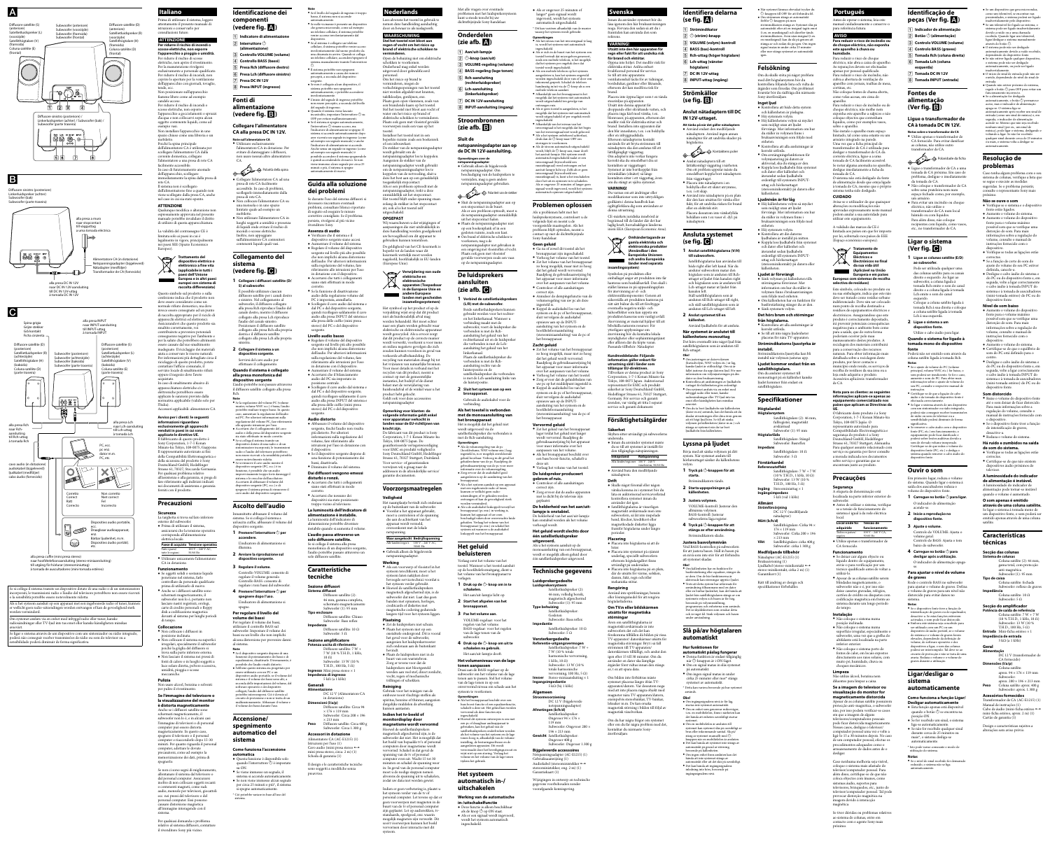A

Diffusore satellite (D) (anteriore)
Satellietluidspreker (L) (voorzijde)
Satellithögtalare (H) (framsida)
Coluna satélite (D) (frontal)

Subwoofer (anteriore)
Subwoofer (voorzijde)
Subwoofer (framsida)
Subwoofer (frontal)

Diffusore satellite (S) (anteriore)
Satellietluidspreker (L) (voorzijde)
Satellithögtalare (V) (framsida)
Coluna satélite (E) (frontal)

Diffusore satellite (anteriore) / Satellietluidspreker (achter) / Subwoofer (rsak) / Subwoofer (parte traseira)

B

Diffusore satellite (posteriore)
Satellietluidspreker (achter)
Subwoofer (lsak)
Subwoofer (parte traseira)

alla presa a muro
naar het stopcontact
till vägguttag
a uma tomada eléctrica

Alimentatore CA (in dotazione)
Netspanningsadapter (bijgeleverd)
Nätadapter (medföljer)
Transformador de CA (fornecido)

alla presa DC IN 12V
naar DC IN 12V-aansluiting
till DC IN 12V-uttag
à tomada DC IN 12V

C

Spina grigia
Grijze stekker
Grå kontakt
Ficha cinzenta

alla presa INPUT
naar INPUT-aansluiting
till INPUT-uttag
à tomada INPUT

Diffusore satellite (D) (posteriore)
Satellietluidspreker (R) (achterzijde)
Satellithögtalare (H) (baksida)
Coluna satélite (D) (parte traseira)

Subwoofer (posteriore)
Subwoofer (achterzijde)
Subwoofer (baksida)
Subwoofer (parte traseira)

Diffusore satellite (S) (posteriore)
Satellietluidspreker (L) (achterzijde)
Satellithögtalare (V) (baksida)
Coluna satélite (E) (parte traseira)

alla presa R-ch
naar R-ch-aansluiting
till R-ch-uttag
à tomada R-ch

alla presa L-ch
naar L-ch-aansluiting
till L-ch-uttag
à tomada L-ch

PC, ecc.
PC, enz.
Dator m.m.
PC, etc.

cavo audio (in dotazione)
audiokabel (bijgeleverd)
ljudkabel (medföljer)
cabo áudio (fornecido)

Corretto / Correct / Rätt / Correcto

Non corretto / Niet correct / Fel / Incorrecto

Dispositivo audio portatile, ecc.
Draagbaar audioapparaat, enz.
Bärbar ljudenhet, m.m.
Dispositivo áudio portátil, etc.

alla presa cuffie (mini presa stereo)
naar hoofdtelefoonaansluiting (stereo-miniaansluiting)
till uttag för hörlurar (stereominiuttag)
à tomada de auscultadores (mini-tomada estéreo)

# Italiano

Prima di utilizzare il sistema, leggere attentamente il presente manuale di istruzioni e conservarlo per consultazioni future.

## ATTENZIONE

**Per ridurre il rischio di incendi o scosse elettriche, non esporre l'apparecchio a pioggia o umidità.**

## Identificazione dei componenti (vedere fig. A)

1. Indicatore di alimentazione
2. Interruttore ⏻ (alimentazione)
3. Controllo VOLUME (volume)
4. Controllo BASS (bassi)
5. Presa Rch (diffusore destro)
6. Presa Lch (diffusore sinistro)
7. Presa DC IN 12V
8. Presa INPUT (ingresso)

## Fonti di alimentazione (vedere fig. B)

### Collegare l'alimentatore CA alla presa DC IN 12V.

## Collegamento del sistema (vedere fig. C)

1. **Collegare i diffusori satellite (D/S) al subwoofer.**
2. **Collegare il sistema a un dispositivo audio.**

## Ascolto dell'audio

1. **Premere l'interruttore ⏻ per accenderlo.**
2. **Avviare la riproduzione sul dispositivo.**
3. **Regolare il volume.**
4. **Premere l'interruttore ⏻ per spegnere dopo l'uso.**

## Accensione/spegnimento automatico del sistema

## Precauzioni

## Guida alla soluzione dei problemi

## Caratteristiche tecniche

# Nederlands

Lees deze handleiding zorgvuldig door voordat u het systeem in gebruik neemt en bewaar deze voor later gebruik.

## WAARSCHUWING

**Stel het toestel niet bloot aan regen of vocht om het risico op brand of elektrische schokken te verminderen.**

## Onderdelen (zie afb. A)

1. Aan/uit-lampje
2. ⏻ -knop (aan/uit)
3. VOLUME-regeling (volume)
4. BASS-regeling (lage tonen)
5. Rch-aansluiting (rechterluidspreker)
6. Lch-aansluiting (linkerluidspreker)
7. DC IN 12V-aansluiting
8. INPUT-aansluiting (ingang)

## Stroombronnen (zie afb. B)

### Sluit de netspanningsadapter aan op de DC IN 12V-aansluiting.

## De luidsprekers aansluiten (zie afb. C)

1. **Verbind de satellietluidsprekers (L/R) met de subwoofer.**
2. **Sluit het systeem aan op een bronapparaat.**

## Voorzorgsmaatregelen

## Het geluid beluisteren

1. **Druk op de ⏻ -knop om in te schakelen.**
2. **Start het afspelen van het bronapparaat.**
3. **Pas het volume aan.**
4. **Druk op de ⏻ -knop om uit te schakelen na gebruik.**

## Het systeem automatisch in-/uitschakelen

## Problemen oplossen

## Technische gegevens

# Svenska

Innan du använder systemet bör du läsa igenom den här bruksanvisningen noga. Förvara den sedan så att du i framtiden kan använda den som referens.

## VARNING

**Utsätt inte den här apparaten för regn eller fukt för att undvika risk för brand och elstöt.**

## Identifiera delarna (se fig. A)

1. Strömindikator
2. ⏻ (ström)-knapp
3. VOLUME (volym)-kontroll
4. BASS (bas)-kontroll
5. Rch-uttag (höger högtalare)
6. Lch-uttag (vänster högtalare)
7. DC IN 12V-uttag
8. INPUT-uttag (ingång)

## Strömkällor (se fig. B)

### Anslut nätadaptern till DC IN 12V-uttaget.

## Ansluta systemet (se fig. C)

1. **Anslut satellithögtalarna (V/H) till subwoofern.**
2. **Anslut systemet till en ljudenhet.**

## Lyssna på ljudet

1. **Tryck på ⏻ -knappen för att slå på.**
2. **Starta uppspelningen på källenheten.**
3. **Justera volymen.**
4. **Tryck på ⏻ -knappen för att stänga av efter användning.**

## Slå på/av högtalaren automatiskt

## Försiktighetsåtgärder

## Felsökning

## Specifikationer

# Português

Antes de operar o sistema, leia este manual cuidadosamente e conserve-o para referência futura.

## AVISO

**Para reduzir o risco de incêndio ou de choque eléctrico, não exponha este aparelho à chuva ou humidade.**

## Identificação de peças (Ver fig. A)

1. Indicador de alimentação
2. Botão ⏻ (alimentação)
3. Controlo VOLUME (volume)
4. Controlo BASS (graves)
5. Tomada Rch (coluna direita)
6. Tomada Lch (coluna esquerda)
7. Tomada DC IN 12V
8. Tomada INPUT (entrada)

## Fontes de alimentação (Ver fig. B)

### Ligue o transformador de CA à tomada DC IN 12V.

## Ligar o sistema (Ver fig. C)

1. **Ligue as colunas satélite (E/D) ao subwoofer.**
2. **Ligue o sistema a um dispositivo fonte.**

## Ouvir o som

1. **Carregue no botão ⏻ para ligar.**
2. **Inicie a reprodução no dispositivo fonte.**
3. **Ajuste o volume.**
4. **Carregue no botão ⏻ para desligar após a utilização.**

## Ligar/desligar o sistema automaticamente

## Precauções

## Resolução de problemas

## Características técnicas